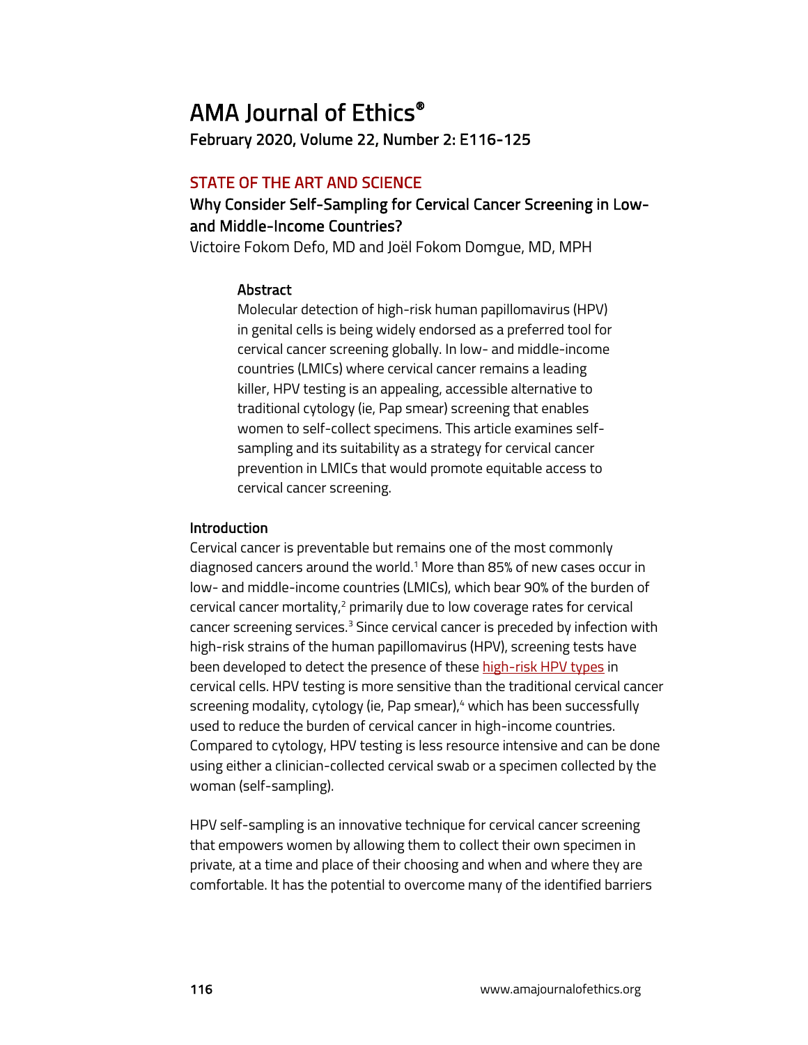# AMA Journal of Ethics®

**February 2020, Volume 22, Number 2: E116-125**

## STATE OF THE ART AND SCIENCE

### Why Consider Self-Sampling for Cervical Cancer Screening in Low- and Middle-Income Countries?

Victoire Fokom Defo, MD and Joël Fokom Domgue, MD, MPH

#### Abstract

Molecular detection of high-risk human papillomavirus (HPV) in genital cells is being widely endorsed as a preferred tool for cervical cancer screening globally. In low- and middle-income countries (LMICs) where cervical cancer remains a leading killer, HPV testing is an appealing, accessible alternative to traditional cytology (ie, Pap smear) screening that enables women to self-collect specimens. This article examines self-sampling and its suitability as a strategy for cervical cancer prevention in LMICs that would promote equitable access to cervical cancer screening.

#### Introduction

Cervical cancer is preventable but remains one of the most commonly diagnosed cancers around the world.[1] More than 85% of new cases occur in low- and middle-income countries (LMICs), which bear 90% of the burden of cervical cancer mortality,[2] primarily due to low coverage rates for cervical cancer screening services.[3] Since cervical cancer is preceded by infection with high-risk strains of the human papillomavirus (HPV), screening tests have been developed to detect the presence of these high-risk HPV types in cervical cells. HPV testing is more sensitive than the traditional cervical cancer screening modality, cytology (ie, Pap smear),[4] which has been successfully used to reduce the burden of cervical cancer in high-income countries. Compared to cytology, HPV testing is less resource intensive and can be done using either a clinician-collected cervical swab or a specimen collected by the woman (self-sampling).

HPV self-sampling is an innovative technique for cervical cancer screening that empowers women by allowing them to collect their own specimen in private, at a time and place of their choosing and when and where they are comfortable. It has the potential to overcome many of the identified barriers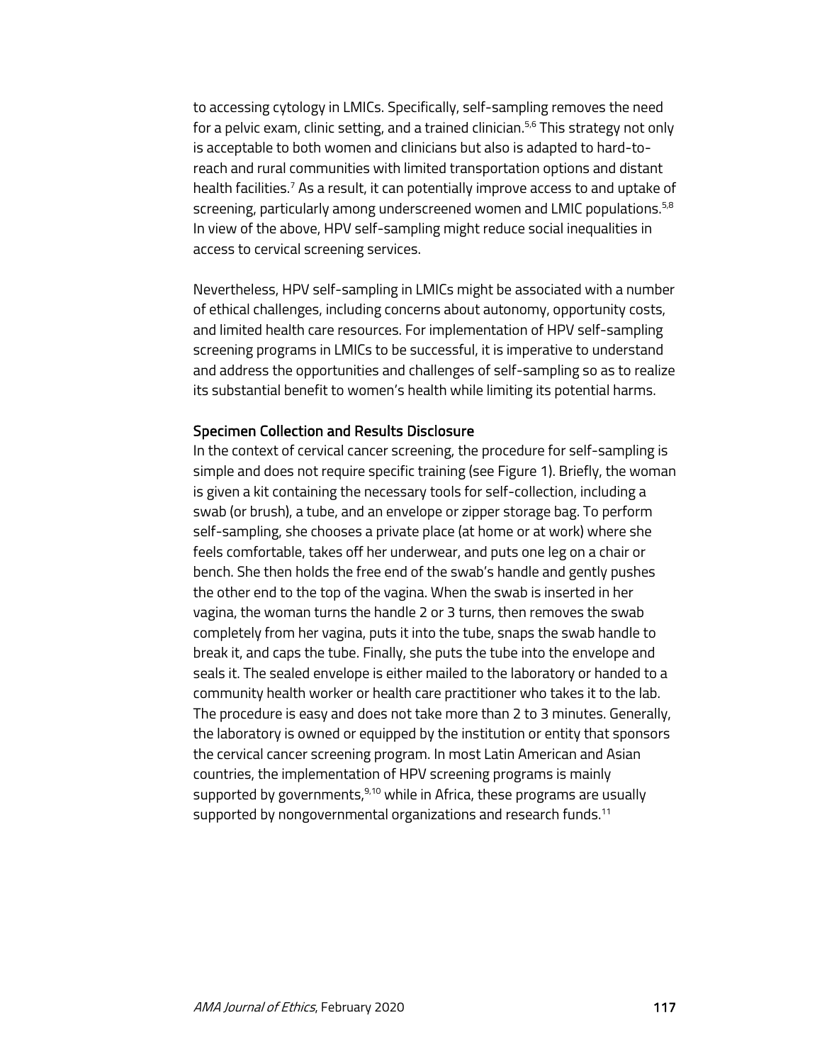to accessing cytology in LMICs. Specifically, self-sampling removes the need for a pelvic exam, clinic setting, and a trained clinician.[5,6] This strategy not only is acceptable to both women and clinicians but also is adapted to hard-to-reach and rural communities with limited transportation options and distant health facilities.[7] As a result, it can potentially improve access to and uptake of screening, particularly among underscreened women and LMIC populations.[5,8] In view of the above, HPV self-sampling might reduce social inequalities in access to cervical screening services.

Nevertheless, HPV self-sampling in LMICs might be associated with a number of ethical challenges, including concerns about autonomy, opportunity costs, and limited health care resources. For implementation of HPV self-sampling screening programs in LMICs to be successful, it is imperative to understand and address the opportunities and challenges of self-sampling so as to realize its substantial benefit to women's health while limiting its potential harms.

### Specimen Collection and Results Disclosure

In the context of cervical cancer screening, the procedure for self-sampling is simple and does not require specific training (see Figure 1). Briefly, the woman is given a kit containing the necessary tools for self-collection, including a swab (or brush), a tube, and an envelope or zipper storage bag. To perform self-sampling, she chooses a private place (at home or at work) where she feels comfortable, takes off her underwear, and puts one leg on a chair or bench. She then holds the free end of the swab's handle and gently pushes the other end to the top of the vagina. When the swab is inserted in her vagina, the woman turns the handle 2 or 3 turns, then removes the swab completely from her vagina, puts it into the tube, snaps the swab handle to break it, and caps the tube. Finally, she puts the tube into the envelope and seals it. The sealed envelope is either mailed to the laboratory or handed to a community health worker or health care practitioner who takes it to the lab. The procedure is easy and does not take more than 2 to 3 minutes. Generally, the laboratory is owned or equipped by the institution or entity that sponsors the cervical cancer screening program. In most Latin American and Asian countries, the implementation of HPV screening programs is mainly supported by governments,[9,10] while in Africa, these programs are usually supported by nongovernmental organizations and research funds.[11]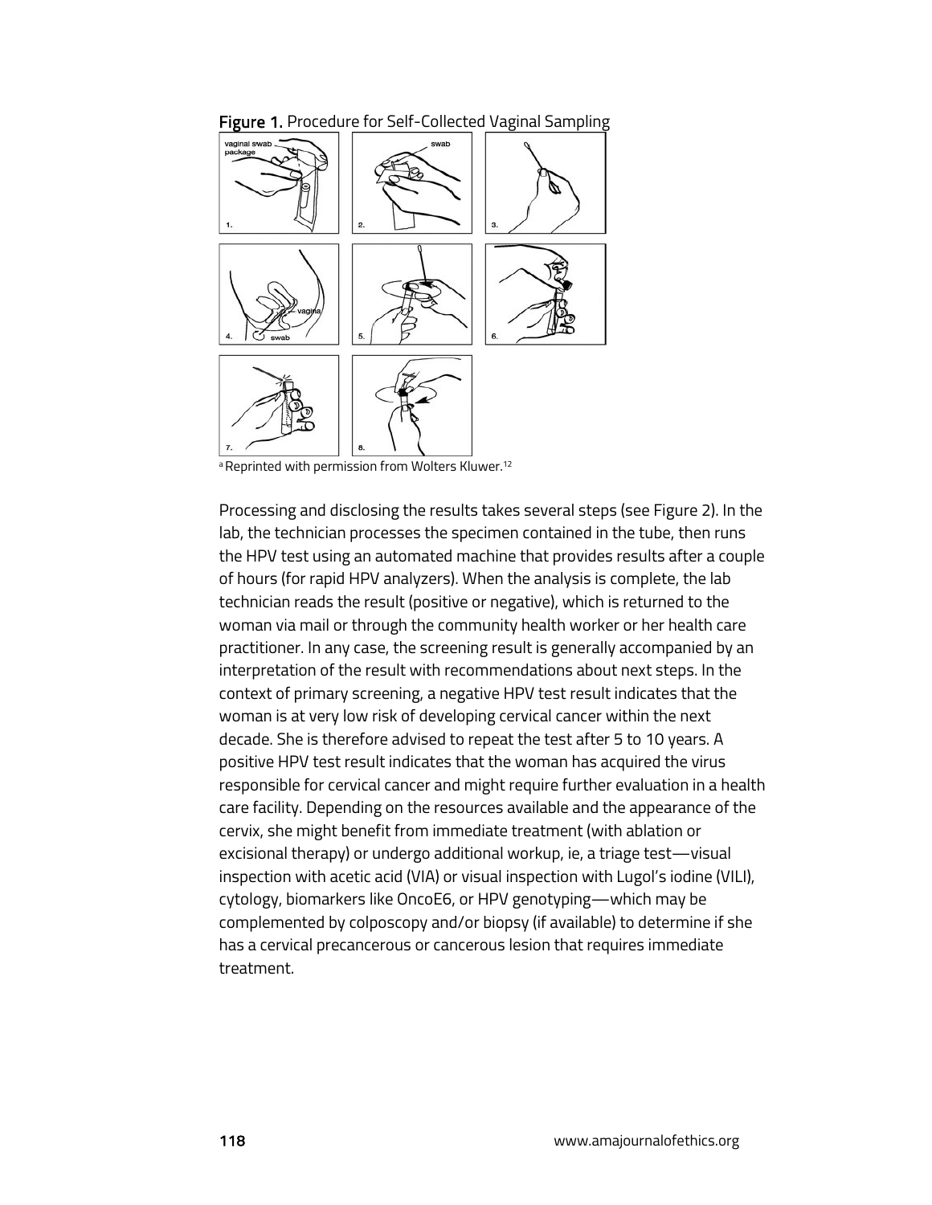**Figure 1.** Procedure for Self-Collected Vaginal Sampling

[a] Reprinted with permission from Wolters Kluwer.[12]

Processing and disclosing the results takes several steps (see Figure 2). In the lab, the technician processes the specimen contained in the tube, then runs the HPV test using an automated machine that provides results after a couple of hours (for rapid HPV analyzers). When the analysis is complete, the lab technician reads the result (positive or negative), which is returned to the woman via mail or through the community health worker or her health care practitioner. In any case, the screening result is generally accompanied by an interpretation of the result with recommendations about next steps. In the context of primary screening, a negative HPV test result indicates that the woman is at very low risk of developing cervical cancer within the next decade. She is therefore advised to repeat the test after 5 to 10 years. A positive HPV test result indicates that the woman has acquired the virus responsible for cervical cancer and might require further evaluation in a health care facility. Depending on the resources available and the appearance of the cervix, she might benefit from immediate treatment (with ablation or excisional therapy) or undergo additional workup, ie, a triage test—visual inspection with acetic acid (VIA) or visual inspection with Lugol's iodine (VILI), cytology, biomarkers like OncoE6, or HPV genotyping—which may be complemented by colposcopy and/or biopsy (if available) to determine if she has a cervical precancerous or cancerous lesion that requires immediate treatment.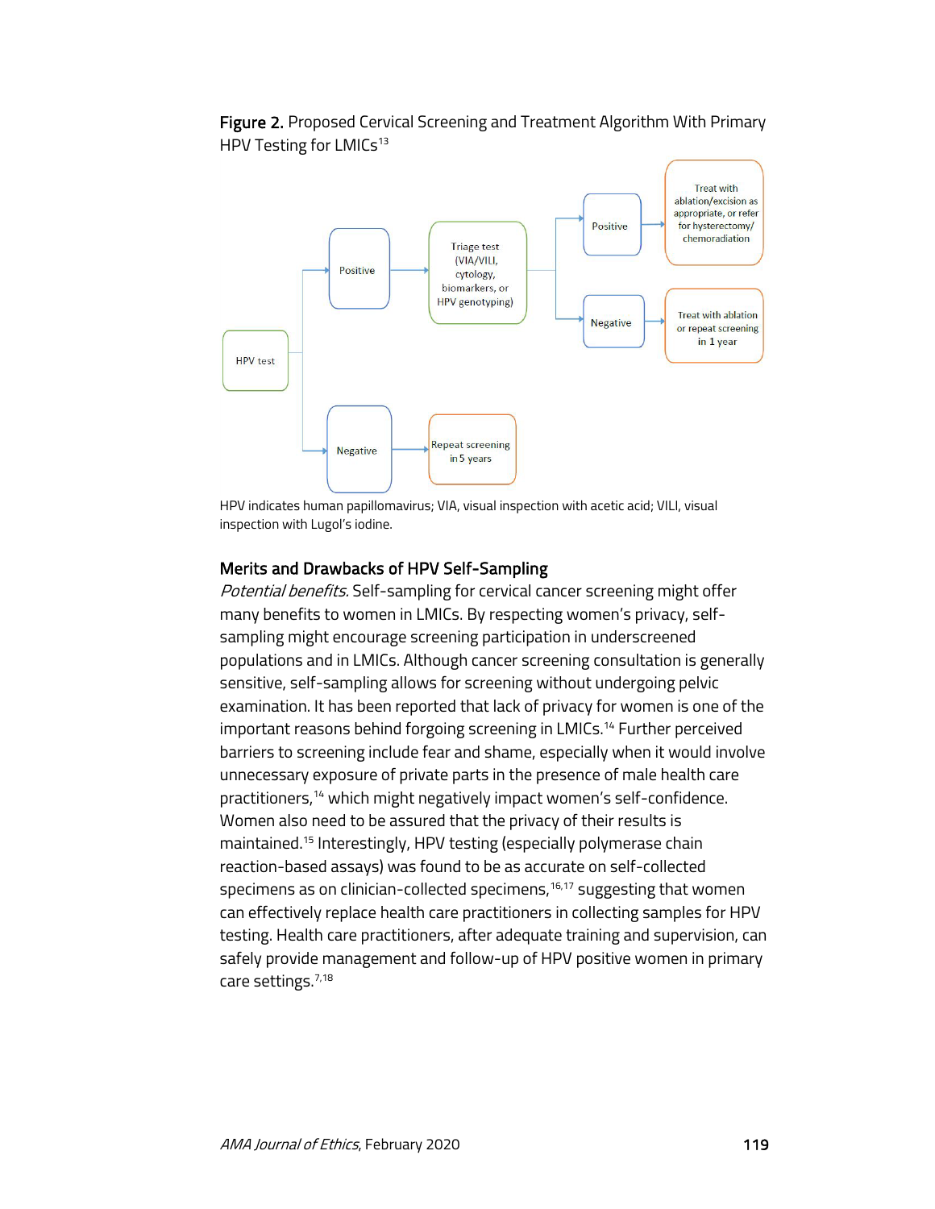**Figure 2.** Proposed Cervical Screening and Treatment Algorithm With Primary HPV Testing for LMICs[13]

HPV indicates human papillomavirus; VIA, visual inspection with acetic acid; VILI, visual inspection with Lugol's iodine.

## Merits and Drawbacks of HPV Self-Sampling

*Potential benefits.* Self-sampling for cervical cancer screening might offer many benefits to women in LMICs. By respecting women's privacy, self-sampling might encourage screening participation in underscreened populations and in LMICs. Although cancer screening consultation is generally sensitive, self-sampling allows for screening without undergoing pelvic examination. It has been reported that lack of privacy for women is one of the important reasons behind forgoing screening in LMICs.[14] Further perceived barriers to screening include fear and shame, especially when it would involve unnecessary exposure of private parts in the presence of male health care practitioners,[14] which might negatively impact women's self-confidence. Women also need to be assured that the privacy of their results is maintained.[15] Interestingly, HPV testing (especially polymerase chain reaction-based assays) was found to be as accurate on self-collected specimens as on clinician-collected specimens,[16,17] suggesting that women can effectively replace health care practitioners in collecting samples for HPV testing. Health care practitioners, after adequate training and supervision, can safely provide management and follow-up of HPV positive women in primary care settings.[7,18]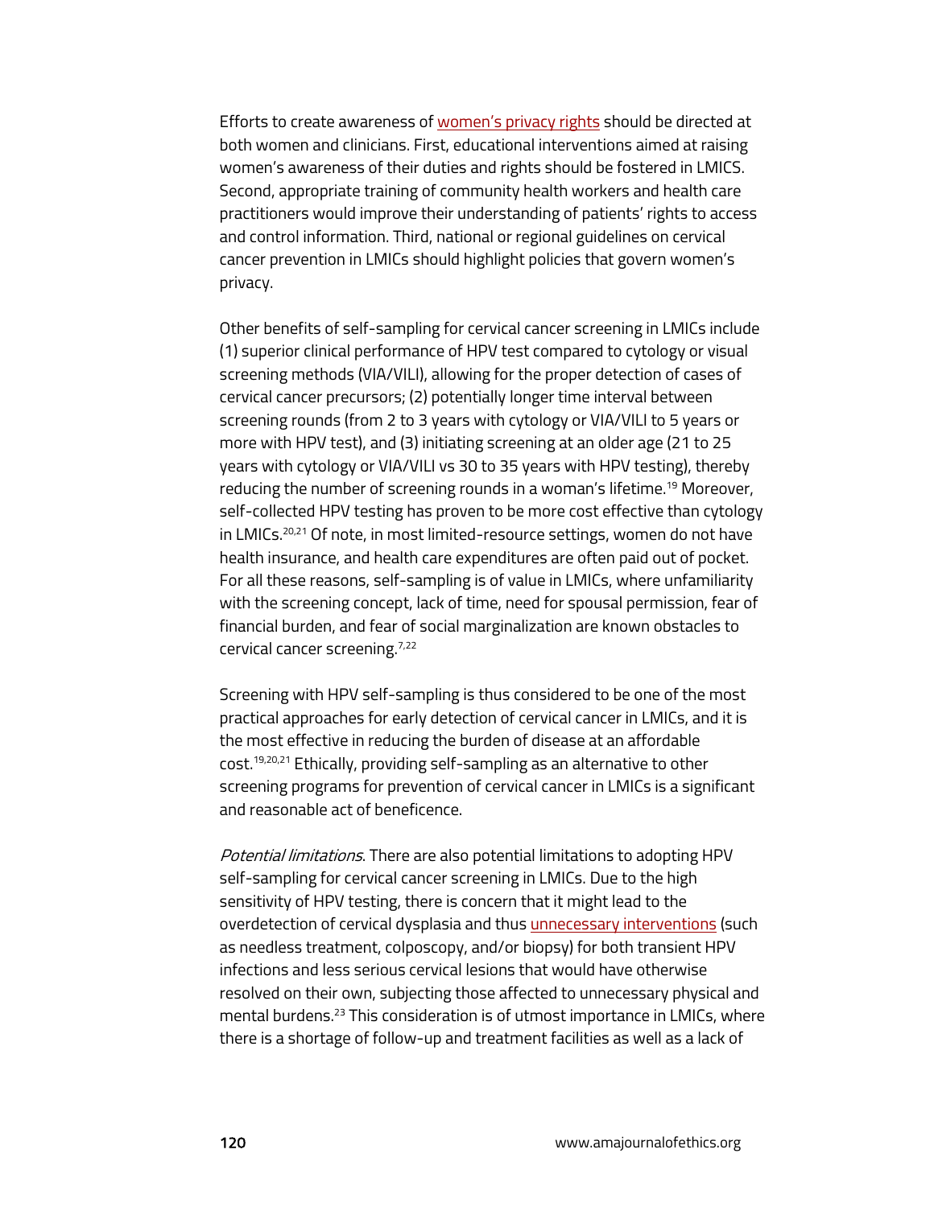Efforts to create awareness of women's privacy rights should be directed at both women and clinicians. First, educational interventions aimed at raising women's awareness of their duties and rights should be fostered in LMICS. Second, appropriate training of community health workers and health care practitioners would improve their understanding of patients' rights to access and control information. Third, national or regional guidelines on cervical cancer prevention in LMICs should highlight policies that govern women's privacy.

Other benefits of self-sampling for cervical cancer screening in LMICs include (1) superior clinical performance of HPV test compared to cytology or visual screening methods (VIA/VILI), allowing for the proper detection of cases of cervical cancer precursors; (2) potentially longer time interval between screening rounds (from 2 to 3 years with cytology or VIA/VILI to 5 years or more with HPV test), and (3) initiating screening at an older age (21 to 25 years with cytology or VIA/VILI vs 30 to 35 years with HPV testing), thereby reducing the number of screening rounds in a woman's lifetime.[19] Moreover, self-collected HPV testing has proven to be more cost effective than cytology in LMICs.[20,21] Of note, in most limited-resource settings, women do not have health insurance, and health care expenditures are often paid out of pocket. For all these reasons, self-sampling is of value in LMICs, where unfamiliarity with the screening concept, lack of time, need for spousal permission, fear of financial burden, and fear of social marginalization are known obstacles to cervical cancer screening.[7,22]

Screening with HPV self-sampling is thus considered to be one of the most practical approaches for early detection of cervical cancer in LMICs, and it is the most effective in reducing the burden of disease at an affordable cost.[19,20,21] Ethically, providing self-sampling as an alternative to other screening programs for prevention of cervical cancer in LMICs is a significant and reasonable act of beneficence.

*Potential limitations*. There are also potential limitations to adopting HPV self-sampling for cervical cancer screening in LMICs. Due to the high sensitivity of HPV testing, there is concern that it might lead to the overdetection of cervical dysplasia and thus unnecessary interventions (such as needless treatment, colposcopy, and/or biopsy) for both transient HPV infections and less serious cervical lesions that would have otherwise resolved on their own, subjecting those affected to unnecessary physical and mental burdens.[23] This consideration is of utmost importance in LMICs, where there is a shortage of follow-up and treatment facilities as well as a lack of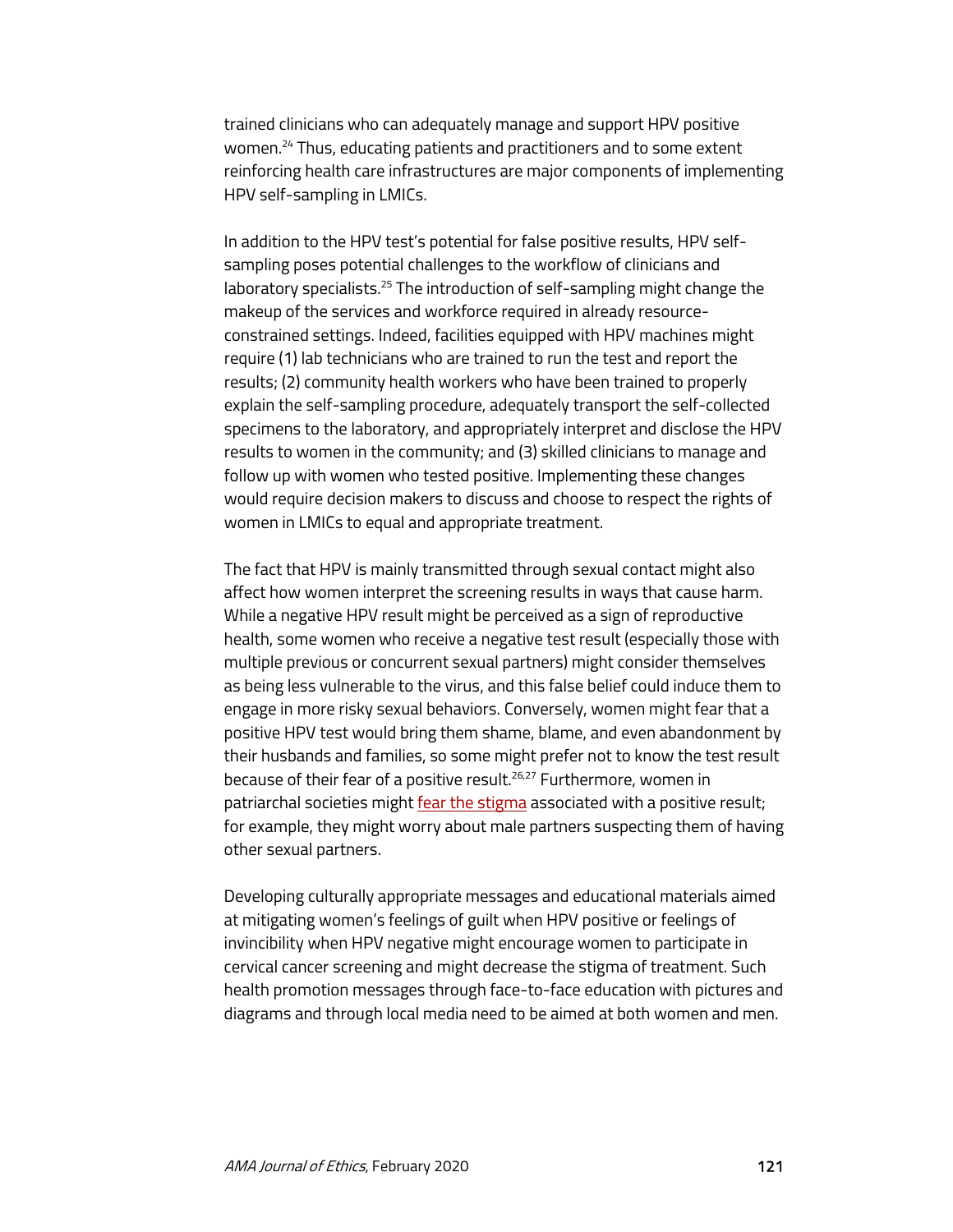trained clinicians who can adequately manage and support HPV positive women.[24] Thus, educating patients and practitioners and to some extent reinforcing health care infrastructures are major components of implementing HPV self-sampling in LMICs.

In addition to the HPV test's potential for false positive results, HPV self-sampling poses potential challenges to the workflow of clinicians and laboratory specialists.[25] The introduction of self-sampling might change the makeup of the services and workforce required in already resource-constrained settings. Indeed, facilities equipped with HPV machines might require (1) lab technicians who are trained to run the test and report the results; (2) community health workers who have been trained to properly explain the self-sampling procedure, adequately transport the self-collected specimens to the laboratory, and appropriately interpret and disclose the HPV results to women in the community; and (3) skilled clinicians to manage and follow up with women who tested positive. Implementing these changes would require decision makers to discuss and choose to respect the rights of women in LMICs to equal and appropriate treatment.

The fact that HPV is mainly transmitted through sexual contact might also affect how women interpret the screening results in ways that cause harm. While a negative HPV result might be perceived as a sign of reproductive health, some women who receive a negative test result (especially those with multiple previous or concurrent sexual partners) might consider themselves as being less vulnerable to the virus, and this false belief could induce them to engage in more risky sexual behaviors. Conversely, women might fear that a positive HPV test would bring them shame, blame, and even abandonment by their husbands and families, so some might prefer not to know the test result because of their fear of a positive result.[26,27] Furthermore, women in patriarchal societies might fear the stigma associated with a positive result; for example, they might worry about male partners suspecting them of having other sexual partners.

Developing culturally appropriate messages and educational materials aimed at mitigating women's feelings of guilt when HPV positive or feelings of invincibility when HPV negative might encourage women to participate in cervical cancer screening and might decrease the stigma of treatment. Such health promotion messages through face-to-face education with pictures and diagrams and through local media need to be aimed at both women and men.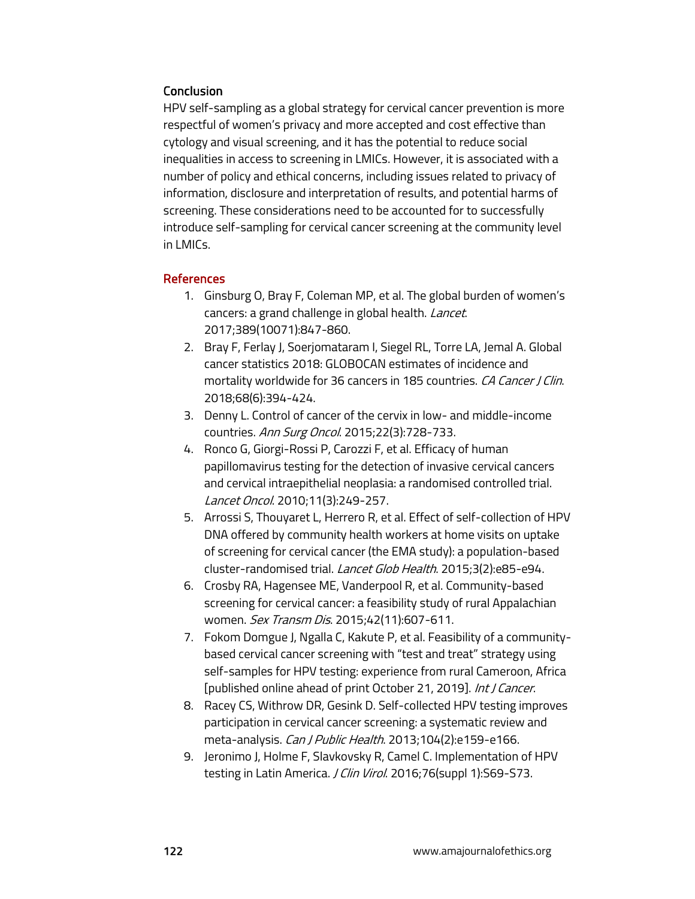## Conclusion

HPV self-sampling as a global strategy for cervical cancer prevention is more respectful of women's privacy and more accepted and cost effective than cytology and visual screening, and it has the potential to reduce social inequalities in access to screening in LMICs. However, it is associated with a number of policy and ethical concerns, including issues related to privacy of information, disclosure and interpretation of results, and potential harms of screening. These considerations need to be accounted for to successfully introduce self-sampling for cervical cancer screening at the community level in LMICs.

## References

1. Ginsburg O, Bray F, Coleman MP, et al. The global burden of women's cancers: a grand challenge in global health. *Lancet*. 2017;389(10071):847-860.
2. Bray F, Ferlay J, Soerjomataram I, Siegel RL, Torre LA, Jemal A. Global cancer statistics 2018: GLOBOCAN estimates of incidence and mortality worldwide for 36 cancers in 185 countries. *CA Cancer J Clin*. 2018;68(6):394-424.
3. Denny L. Control of cancer of the cervix in low- and middle-income countries. *Ann Surg Oncol*. 2015;22(3):728-733.
4. Ronco G, Giorgi-Rossi P, Carozzi F, et al. Efficacy of human papillomavirus testing for the detection of invasive cervical cancers and cervical intraepithelial neoplasia: a randomised controlled trial. *Lancet Oncol*. 2010;11(3):249-257.
5. Arrossi S, Thouyaret L, Herrero R, et al. Effect of self-collection of HPV DNA offered by community health workers at home visits on uptake of screening for cervical cancer (the EMA study): a population-based cluster-randomised trial. *Lancet Glob Health*. 2015;3(2):e85-e94.
6. Crosby RA, Hagensee ME, Vanderpool R, et al. Community-based screening for cervical cancer: a feasibility study of rural Appalachian women. *Sex Transm Dis*. 2015;42(11):607-611.
7. Fokom Domgue J, Ngalla C, Kakute P, et al. Feasibility of a community-based cervical cancer screening with "test and treat" strategy using self-samples for HPV testing: experience from rural Cameroon, Africa [published online ahead of print October 21, 2019]. *Int J Cancer*.
8. Racey CS, Withrow DR, Gesink D. Self-collected HPV testing improves participation in cervical cancer screening: a systematic review and meta-analysis. *Can J Public Health*. 2013;104(2):e159-e166.
9. Jeronimo J, Holme F, Slavkovsky R, Camel C. Implementation of HPV testing in Latin America. *J Clin Virol*. 2016;76(suppl 1):S69-S73.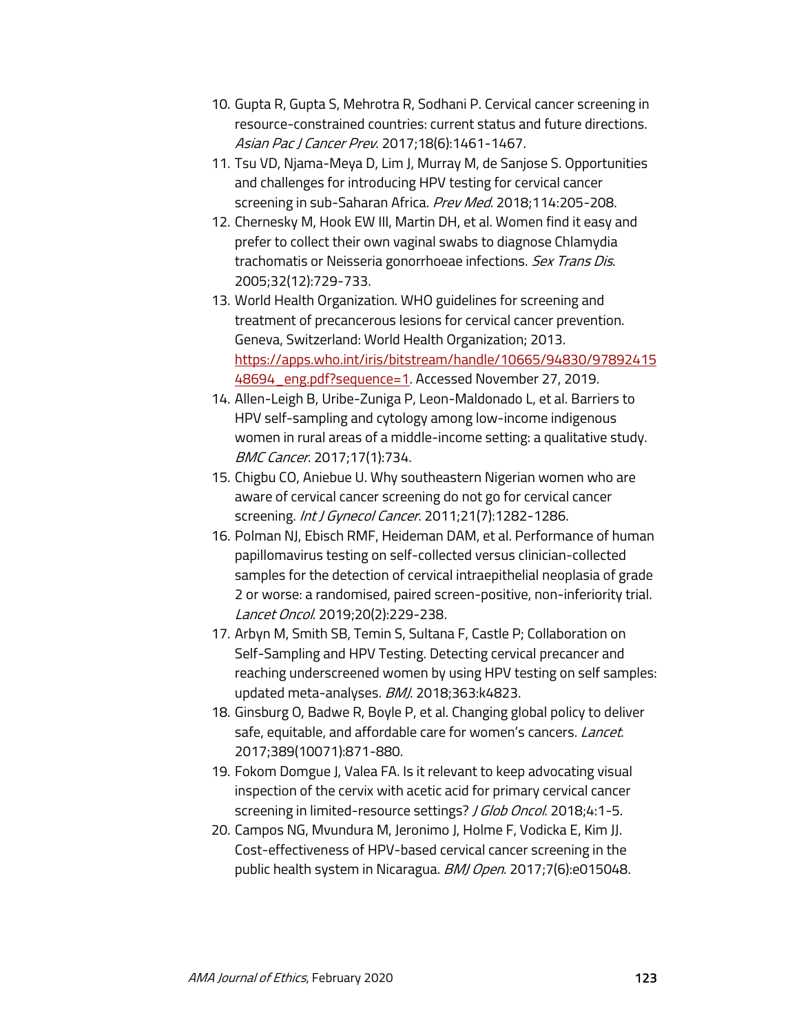10. Gupta R, Gupta S, Mehrotra R, Sodhani P. Cervical cancer screening in resource-constrained countries: current status and future directions. *Asian Pac J Cancer Prev*. 2017;18(6):1461-1467.
11. Tsu VD, Njama-Meya D, Lim J, Murray M, de Sanjose S. Opportunities and challenges for introducing HPV testing for cervical cancer screening in sub-Saharan Africa. *Prev Med*. 2018;114:205-208.
12. Chernesky M, Hook EW III, Martin DH, et al. Women find it easy and prefer to collect their own vaginal swabs to diagnose Chlamydia trachomatis or Neisseria gonorrhoeae infections. *Sex Trans Dis*. 2005;32(12):729-733.
13. World Health Organization. WHO guidelines for screening and treatment of precancerous lesions for cervical cancer prevention. Geneva, Switzerland: World Health Organization; 2013. [https://apps.who.int/iris/bitstream/handle/10665/94830/9789241548694_eng.pdf?sequence=1](https://apps.who.int/iris/bitstream/handle/10665/94830/9789241548694_eng.pdf?sequence=1). Accessed November 27, 2019.
14. Allen-Leigh B, Uribe-Zuniga P, Leon-Maldonado L, et al. Barriers to HPV self-sampling and cytology among low-income indigenous women in rural areas of a middle-income setting: a qualitative study. *BMC Cancer*. 2017;17(1):734.
15. Chigbu CO, Aniebue U. Why southeastern Nigerian women who are aware of cervical cancer screening do not go for cervical cancer screening. *Int J Gynecol Cancer*. 2011;21(7):1282-1286.
16. Polman NJ, Ebisch RMF, Heideman DAM, et al. Performance of human papillomavirus testing on self-collected versus clinician-collected samples for the detection of cervical intraepithelial neoplasia of grade 2 or worse: a randomised, paired screen-positive, non-inferiority trial. *Lancet Oncol*. 2019;20(2):229-238.
17. Arbyn M, Smith SB, Temin S, Sultana F, Castle P; Collaboration on Self-Sampling and HPV Testing. Detecting cervical precancer and reaching underscreened women by using HPV testing on self samples: updated meta-analyses. *BMJ*. 2018;363:k4823.
18. Ginsburg O, Badwe R, Boyle P, et al. Changing global policy to deliver safe, equitable, and affordable care for women's cancers. *Lancet*. 2017;389(10071):871-880.
19. Fokom Domgue J, Valea FA. Is it relevant to keep advocating visual inspection of the cervix with acetic acid for primary cervical cancer screening in limited-resource settings? *J Glob Oncol*. 2018;4:1-5.
20. Campos NG, Mvundura M, Jeronimo J, Holme F, Vodicka E, Kim JJ. Cost-effectiveness of HPV-based cervical cancer screening in the public health system in Nicaragua. *BMJ Open*. 2017;7(6):e015048.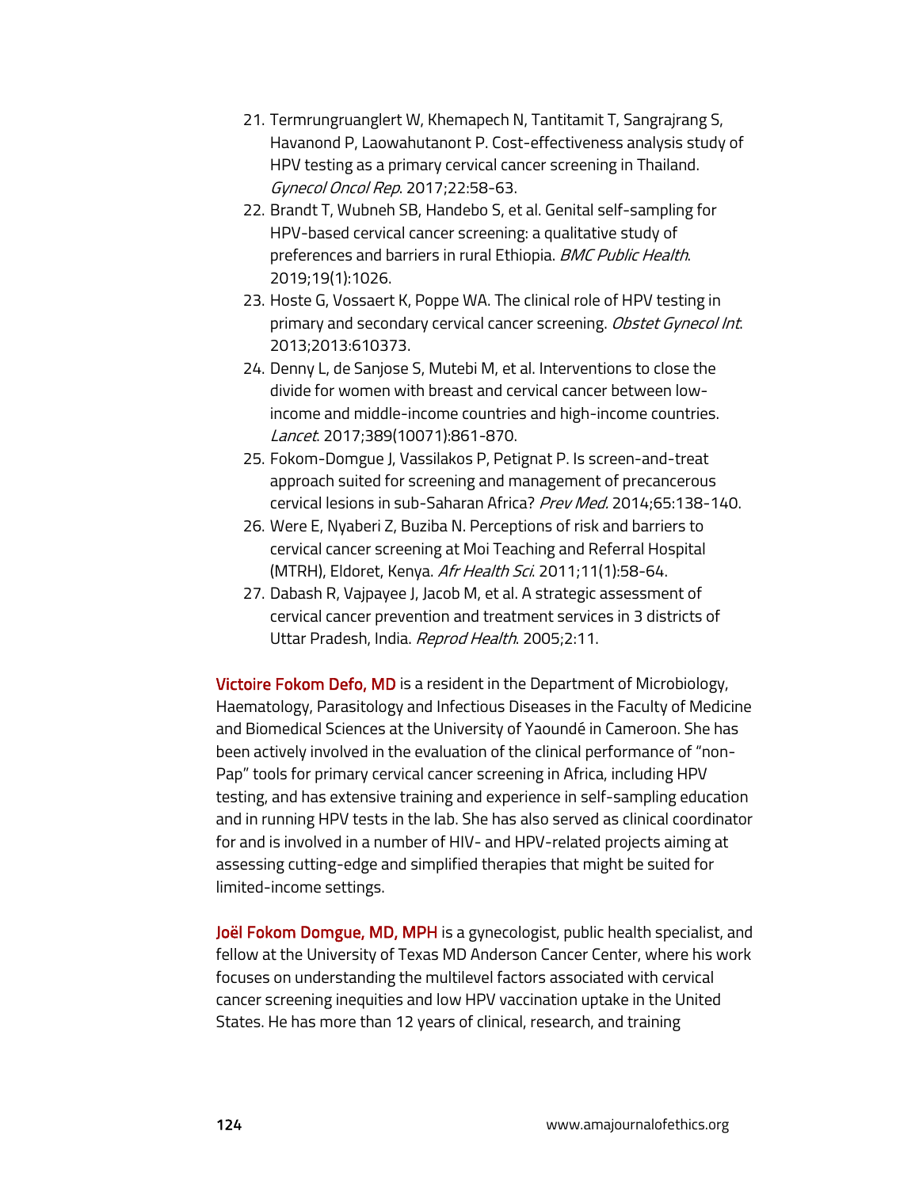21. Termrungruanglert W, Khemapech N, Tantitamit T, Sangrajrang S, Havanond P, Laowahutanont P. Cost-effectiveness analysis study of HPV testing as a primary cervical cancer screening in Thailand. *Gynecol Oncol Rep*. 2017;22:58-63.
22. Brandt T, Wubneh SB, Handebo S, et al. Genital self-sampling for HPV-based cervical cancer screening: a qualitative study of preferences and barriers in rural Ethiopia. *BMC Public Health*. 2019;19(1):1026.
23. Hoste G, Vossaert K, Poppe WA. The clinical role of HPV testing in primary and secondary cervical cancer screening. *Obstet Gynecol Int*. 2013;2013:610373.
24. Denny L, de Sanjose S, Mutebi M, et al. Interventions to close the divide for women with breast and cervical cancer between low-income and middle-income countries and high-income countries. *Lancet*. 2017;389(10071):861-870.
25. Fokom-Domgue J, Vassilakos P, Petignat P. Is screen-and-treat approach suited for screening and management of precancerous cervical lesions in sub-Saharan Africa? *Prev Med*. 2014;65:138-140.
26. Were E, Nyaberi Z, Buziba N. Perceptions of risk and barriers to cervical cancer screening at Moi Teaching and Referral Hospital (MTRH), Eldoret, Kenya. *Afr Health Sci*. 2011;11(1):58-64.
27. Dabash R, Vajpayee J, Jacob M, et al. A strategic assessment of cervical cancer prevention and treatment services in 3 districts of Uttar Pradesh, India. *Reprod Health*. 2005;2:11.

**Victoire Fokom Defo, MD** is a resident in the Department of Microbiology, Haematology, Parasitology and Infectious Diseases in the Faculty of Medicine and Biomedical Sciences at the University of Yaoundé in Cameroon. She has been actively involved in the evaluation of the clinical performance of "non-Pap" tools for primary cervical cancer screening in Africa, including HPV testing, and has extensive training and experience in self-sampling education and in running HPV tests in the lab. She has also served as clinical coordinator for and is involved in a number of HIV- and HPV-related projects aiming at assessing cutting-edge and simplified therapies that might be suited for limited-income settings.

**Joël Fokom Domgue, MD, MPH** is a gynecologist, public health specialist, and fellow at the University of Texas MD Anderson Cancer Center, where his work focuses on understanding the multilevel factors associated with cervical cancer screening inequities and low HPV vaccination uptake in the United States. He has more than 12 years of clinical, research, and training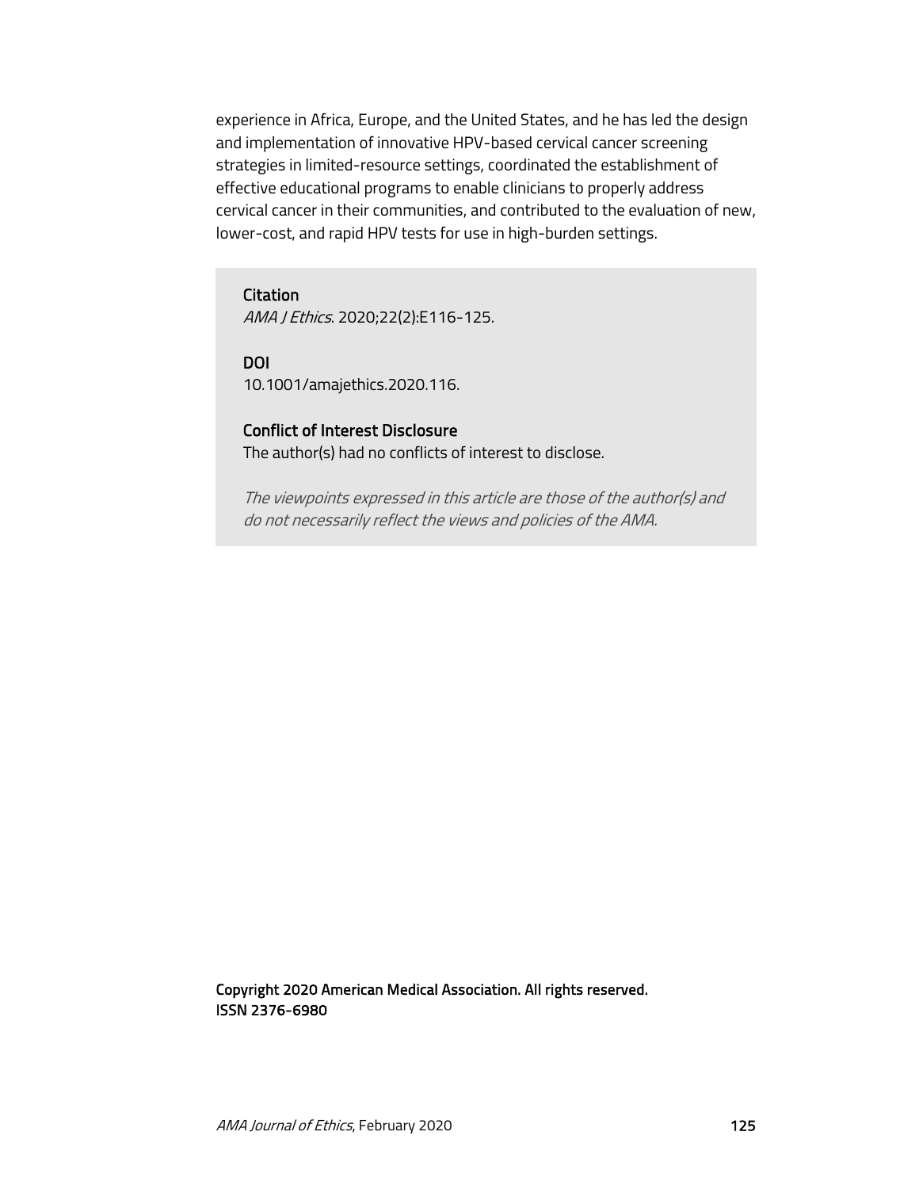experience in Africa, Europe, and the United States, and he has led the design and implementation of innovative HPV-based cervical cancer screening strategies in limited-resource settings, coordinated the establishment of effective educational programs to enable clinicians to properly address cervical cancer in their communities, and contributed to the evaluation of new, lower-cost, and rapid HPV tests for use in high-burden settings.

**Citation**
*AMA J Ethics*. 2020;22(2):E116-125.

**DOI**
10.1001/amajethics.2020.116.

**Conflict of Interest Disclosure**
The author(s) had no conflicts of interest to disclose.

*The viewpoints expressed in this article are those of the author(s) and do not necessarily reflect the views and policies of the AMA.*

**Copyright 2020 American Medical Association. All rights reserved.**
**ISSN 2376-6980**